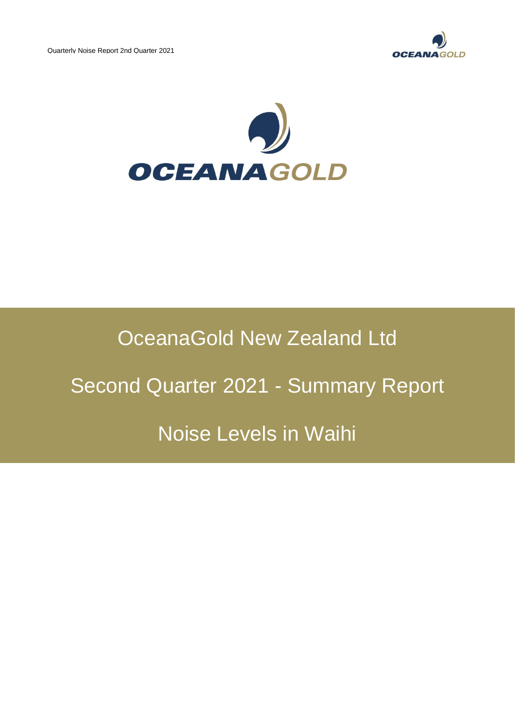OCEANAGOLD

# OceanaGold New Zealand Ltd

# Second Quarter 2021 - Summary Report

# Noise Levels in Waihi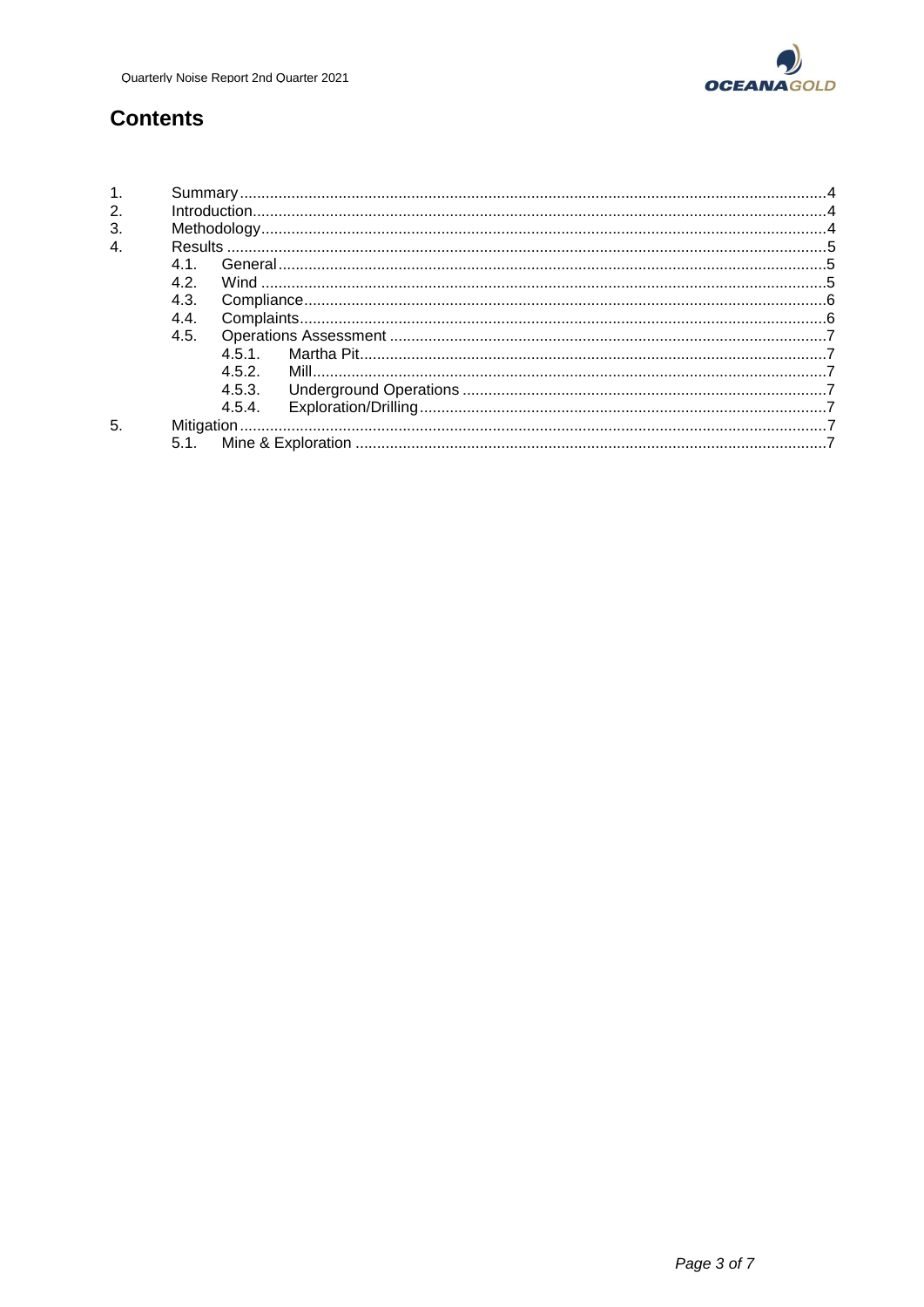# Contents

1. Summary .....4
2. Introduction .....4
3. Methodology .....4
4. Results .....5
   - 4.1. General .....5
   - 4.2. Wind .....5
   - 4.3. Compliance .....6
   - 4.4. Complaints .....6
   - 4.5. Operations Assessment .....7
     - 4.5.1. Martha Pit .....7
     - 4.5.2. Mill .....7
     - 4.5.3. Underground Operations .....7
     - 4.5.4. Exploration/Drilling .....7
5. Mitigation .....7
   - 5.1. Mine & Exploration .....7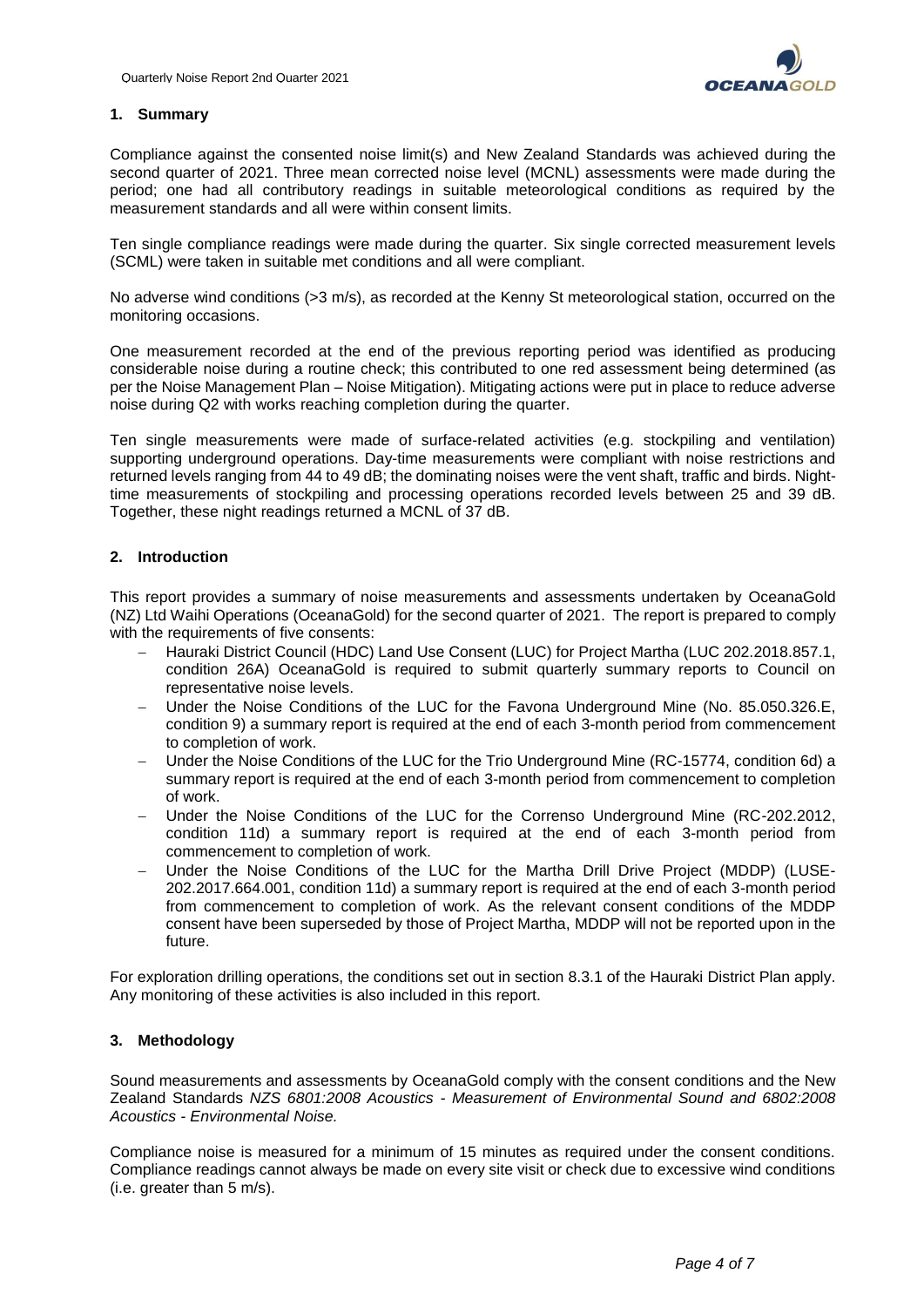## 1. Summary

Compliance against the consented noise limit(s) and New Zealand Standards was achieved during the second quarter of 2021. Three mean corrected noise level (MCNL) assessments were made during the period; one had all contributory readings in suitable meteorological conditions as required by the measurement standards and all were within consent limits.

Ten single compliance readings were made during the quarter. Six single corrected measurement levels (SCML) were taken in suitable met conditions and all were compliant.

No adverse wind conditions (>3 m/s), as recorded at the Kenny St meteorological station, occurred on the monitoring occasions.

One measurement recorded at the end of the previous reporting period was identified as producing considerable noise during a routine check; this contributed to one red assessment being determined (as per the Noise Management Plan – Noise Mitigation). Mitigating actions were put in place to reduce adverse noise during Q2 with works reaching completion during the quarter.

Ten single measurements were made of surface-related activities (e.g. stockpiling and ventilation) supporting underground operations. Day-time measurements were compliant with noise restrictions and returned levels ranging from 44 to 49 dB; the dominating noises were the vent shaft, traffic and birds. Night-time measurements of stockpiling and processing operations recorded levels between 25 and 39 dB. Together, these night readings returned a MCNL of 37 dB.

## 2. Introduction

This report provides a summary of noise measurements and assessments undertaken by OceanaGold (NZ) Ltd Waihi Operations (OceanaGold) for the second quarter of 2021. The report is prepared to comply with the requirements of five consents:

- Hauraki District Council (HDC) Land Use Consent (LUC) for Project Martha (LUC 202.2018.857.1, condition 26A) OceanaGold is required to submit quarterly summary reports to Council on representative noise levels.
- Under the Noise Conditions of the LUC for the Favona Underground Mine (No. 85.050.326.E, condition 9) a summary report is required at the end of each 3-month period from commencement to completion of work.
- Under the Noise Conditions of the LUC for the Trio Underground Mine (RC-15774, condition 6d) a summary report is required at the end of each 3-month period from commencement to completion of work.
- Under the Noise Conditions of the LUC for the Correnso Underground Mine (RC-202.2012, condition 11d) a summary report is required at the end of each 3-month period from commencement to completion of work.
- Under the Noise Conditions of the LUC for the Martha Drill Drive Project (MDDP) (LUSE-202.2017.664.001, condition 11d) a summary report is required at the end of each 3-month period from commencement to completion of work. As the relevant consent conditions of the MDDP consent have been superseded by those of Project Martha, MDDP will not be reported upon in the future.

For exploration drilling operations, the conditions set out in section 8.3.1 of the Hauraki District Plan apply. Any monitoring of these activities is also included in this report.

## 3. Methodology

Sound measurements and assessments by OceanaGold comply with the consent conditions and the New Zealand Standards *NZS 6801:2008 Acoustics - Measurement of Environmental Sound and 6802:2008 Acoustics - Environmental Noise.*

Compliance noise is measured for a minimum of 15 minutes as required under the consent conditions. Compliance readings cannot always be made on every site visit or check due to excessive wind conditions (i.e. greater than 5 m/s).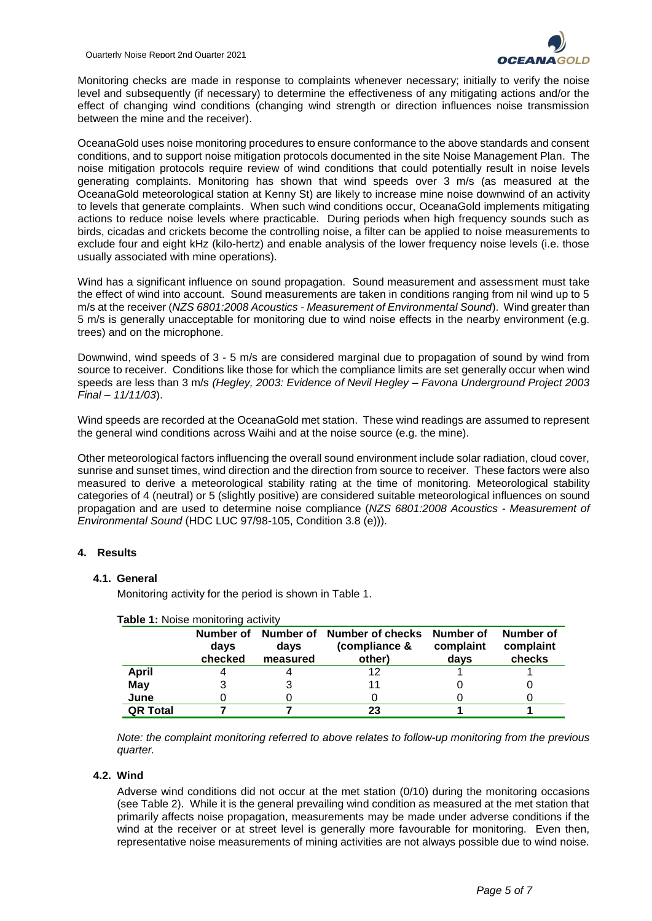Monitoring checks are made in response to complaints whenever necessary; initially to verify the noise level and subsequently (if necessary) to determine the effectiveness of any mitigating actions and/or the effect of changing wind conditions (changing wind strength or direction influences noise transmission between the mine and the receiver).

OceanaGold uses noise monitoring procedures to ensure conformance to the above standards and consent conditions, and to support noise mitigation protocols documented in the site Noise Management Plan. The noise mitigation protocols require review of wind conditions that could potentially result in noise levels generating complaints. Monitoring has shown that wind speeds over 3 m/s (as measured at the OceanaGold meteorological station at Kenny St) are likely to increase mine noise downwind of an activity to levels that generate complaints. When such wind conditions occur, OceanaGold implements mitigating actions to reduce noise levels where practicable. During periods when high frequency sounds such as birds, cicadas and crickets become the controlling noise, a filter can be applied to noise measurements to exclude four and eight kHz (kilo-hertz) and enable analysis of the lower frequency noise levels (i.e. those usually associated with mine operations).

Wind has a significant influence on sound propagation. Sound measurement and assessment must take the effect of wind into account. Sound measurements are taken in conditions ranging from nil wind up to 5 m/s at the receiver (*NZS 6801:2008 Acoustics - Measurement of Environmental Sound*). Wind greater than 5 m/s is generally unacceptable for monitoring due to wind noise effects in the nearby environment (e.g. trees) and on the microphone.

Downwind, wind speeds of 3 - 5 m/s are considered marginal due to propagation of sound by wind from source to receiver. Conditions like those for which the compliance limits are set generally occur when wind speeds are less than 3 m/s *(Hegley, 2003: Evidence of Nevil Hegley – Favona Underground Project 2003 Final – 11/11/03*).

Wind speeds are recorded at the OceanaGold met station. These wind readings are assumed to represent the general wind conditions across Waihi and at the noise source (e.g. the mine).

Other meteorological factors influencing the overall sound environment include solar radiation, cloud cover, sunrise and sunset times, wind direction and the direction from source to receiver. These factors were also measured to derive a meteorological stability rating at the time of monitoring. Meteorological stability categories of 4 (neutral) or 5 (slightly positive) are considered suitable meteorological influences on sound propagation and are used to determine noise compliance (*NZS 6801:2008 Acoustics - Measurement of Environmental Sound* (HDC LUC 97/98-105, Condition 3.8 (e))).

## 4. Results

### 4.1. General

Monitoring activity for the period is shown in Table 1.

**Table 1:** Noise monitoring activity

| | Number of days checked | Number of days measured | Number of checks (compliance & other) | Number of complaint days | Number of complaint checks |
|---|---|---|---|---|---|
| **April** | 4 | 4 | 12 | 1 | 1 |
| **May** | 3 | 3 | 11 | 0 | 0 |
| **June** | 0 | 0 | 0 | 0 | 0 |
| **QR Total** | **7** | **7** | **23** | **1** | **1** |

*Note: the complaint monitoring referred to above relates to follow-up monitoring from the previous quarter.*

### 4.2. Wind

Adverse wind conditions did not occur at the met station (0/10) during the monitoring occasions (see Table 2). While it is the general prevailing wind condition as measured at the met station that primarily affects noise propagation, measurements may be made under adverse conditions if the wind at the receiver or at street level is generally more favourable for monitoring. Even then, representative noise measurements of mining activities are not always possible due to wind noise.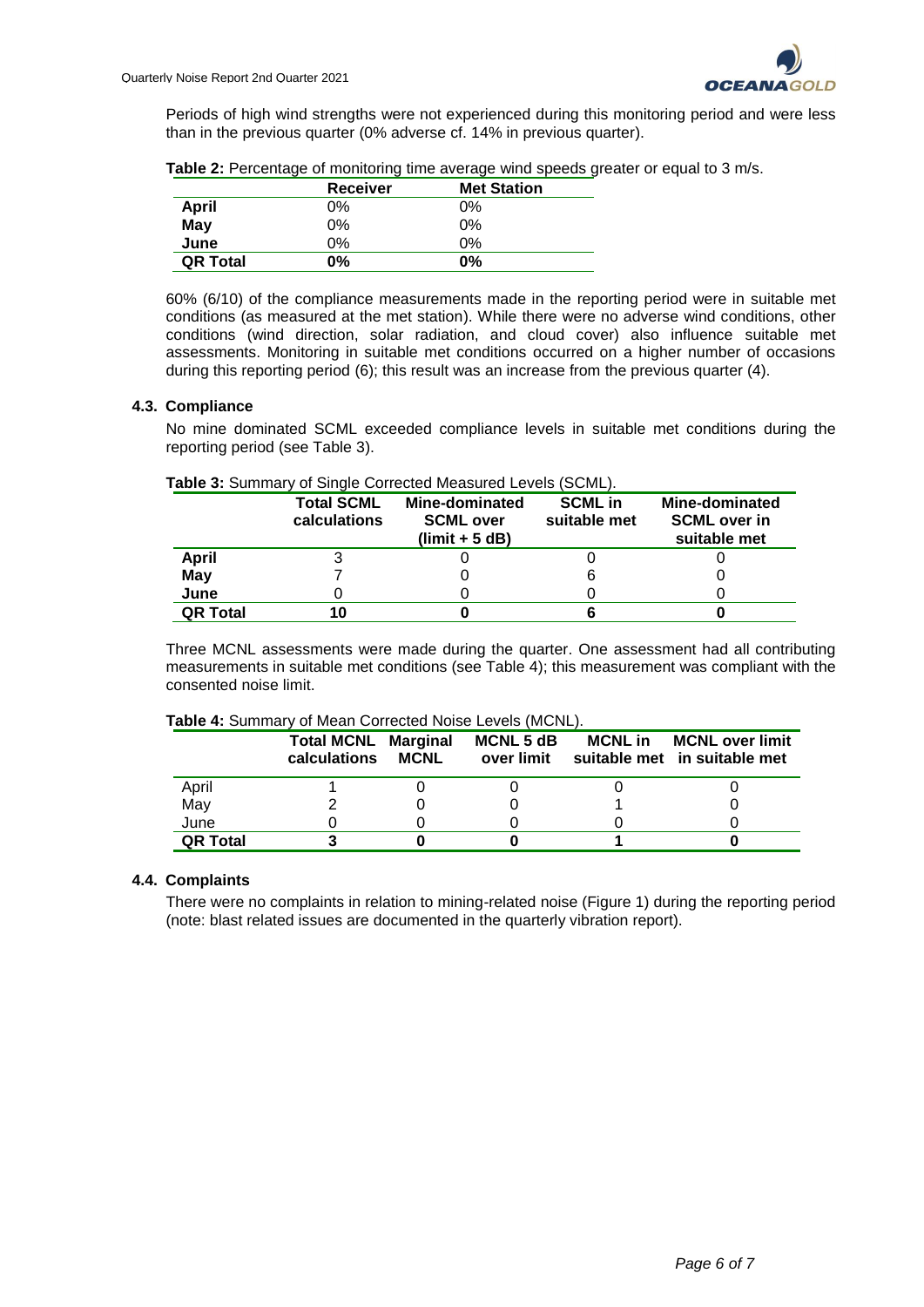Periods of high wind strengths were not experienced during this monitoring period and were less than in the previous quarter (0% adverse cf. 14% in previous quarter).

**Table 2:** Percentage of monitoring time average wind speeds greater or equal to 3 m/s.

| | Receiver | Met Station |
|---|---|---|
| **April** | 0% | 0% |
| **May** | 0% | 0% |
| **June** | 0% | 0% |
| **QR Total** | **0%** | **0%** |

60% (6/10) of the compliance measurements made in the reporting period were in suitable met conditions (as measured at the met station). While there were no adverse wind conditions, other conditions (wind direction, solar radiation, and cloud cover) also influence suitable met assessments. Monitoring in suitable met conditions occurred on a higher number of occasions during this reporting period (6); this result was an increase from the previous quarter (4).

### 4.3. Compliance

No mine dominated SCML exceeded compliance levels in suitable met conditions during the reporting period (see Table 3).

**Table 3:** Summary of Single Corrected Measured Levels (SCML).

| | Total SCML calculations | Mine-dominated SCML over (limit + 5 dB) | SCML in suitable met | Mine-dominated SCML over in suitable met |
|---|---|---|---|---|
| **April** | 3 | 0 | 0 | 0 |
| **May** | 7 | 0 | 6 | 0 |
| **June** | 0 | 0 | 0 | 0 |
| **QR Total** | **10** | **0** | **6** | **0** |

Three MCNL assessments were made during the quarter. One assessment had all contributing measurements in suitable met conditions (see Table 4); this measurement was compliant with the consented noise limit.

**Table 4:** Summary of Mean Corrected Noise Levels (MCNL).

| | Total MCNL calculations | Marginal MCNL | MCNL 5 dB over limit | MCNL in suitable met | MCNL over limit in suitable met |
|---|---|---|---|---|---|
| April | 1 | 0 | 0 | 0 | 0 |
| May | 2 | 0 | 0 | 1 | 0 |
| June | 0 | 0 | 0 | 0 | 0 |
| **QR Total** | **3** | **0** | **0** | **1** | **0** |

### 4.4. Complaints

There were no complaints in relation to mining-related noise (Figure 1) during the reporting period (note: blast related issues are documented in the quarterly vibration report).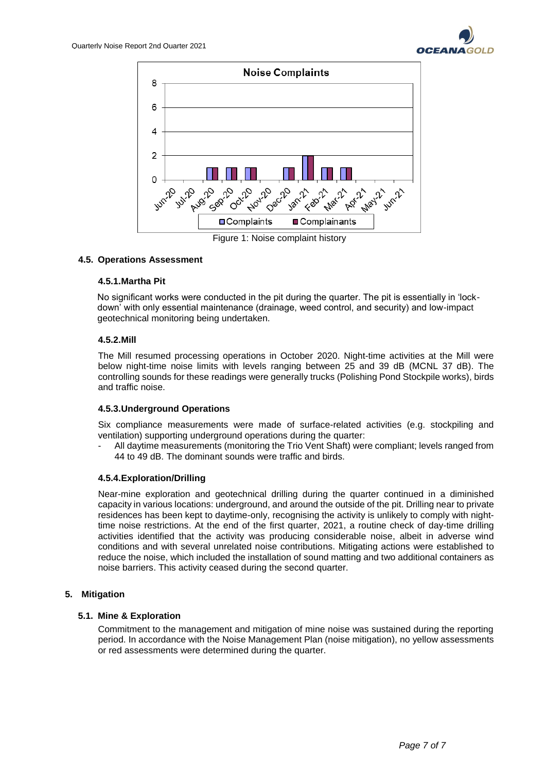Noise Complaints

8

6

4

2

0

Jun-20 Jul-20 Aug-20 Sep-20 Oct-20 Nov-20 Dec-20 Jan-21 Feb-21 Mar-21 Apr-21 May-21 Jun-21

Complaints   Complainants

Figure 1: Noise complaint history

### 4.5. Operations Assessment

#### 4.5.1. Martha Pit

No significant works were conducted in the pit during the quarter. The pit is essentially in 'lock-down' with only essential maintenance (drainage, weed control, and security) and low-impact geotechnical monitoring being undertaken.

#### 4.5.2. Mill

The Mill resumed processing operations in October 2020. Night-time activities at the Mill were below night-time noise limits with levels ranging between 25 and 39 dB (MCNL 37 dB). The controlling sounds for these readings were generally trucks (Polishing Pond Stockpile works), birds and traffic noise.

#### 4.5.3. Underground Operations

Six compliance measurements were made of surface-related activities (e.g. stockpiling and ventilation) supporting underground operations during the quarter:

- All daytime measurements (monitoring the Trio Vent Shaft) were compliant; levels ranged from 44 to 49 dB. The dominant sounds were traffic and birds.

#### 4.5.4. Exploration/Drilling

Near-mine exploration and geotechnical drilling during the quarter continued in a diminished capacity in various locations: underground, and around the outside of the pit. Drilling near to private residences has been kept to daytime-only, recognising the activity is unlikely to comply with night-time noise restrictions. At the end of the first quarter, 2021, a routine check of day-time drilling activities identified that the activity was producing considerable noise, albeit in adverse wind conditions and with several unrelated noise contributions. Mitigating actions were established to reduce the noise, which included the installation of sound matting and two additional containers as noise barriers. This activity ceased during the second quarter.

## 5. Mitigation

### 5.1. Mine & Exploration

Commitment to the management and mitigation of mine noise was sustained during the reporting period. In accordance with the Noise Management Plan (noise mitigation), no yellow assessments or red assessments were determined during the quarter.